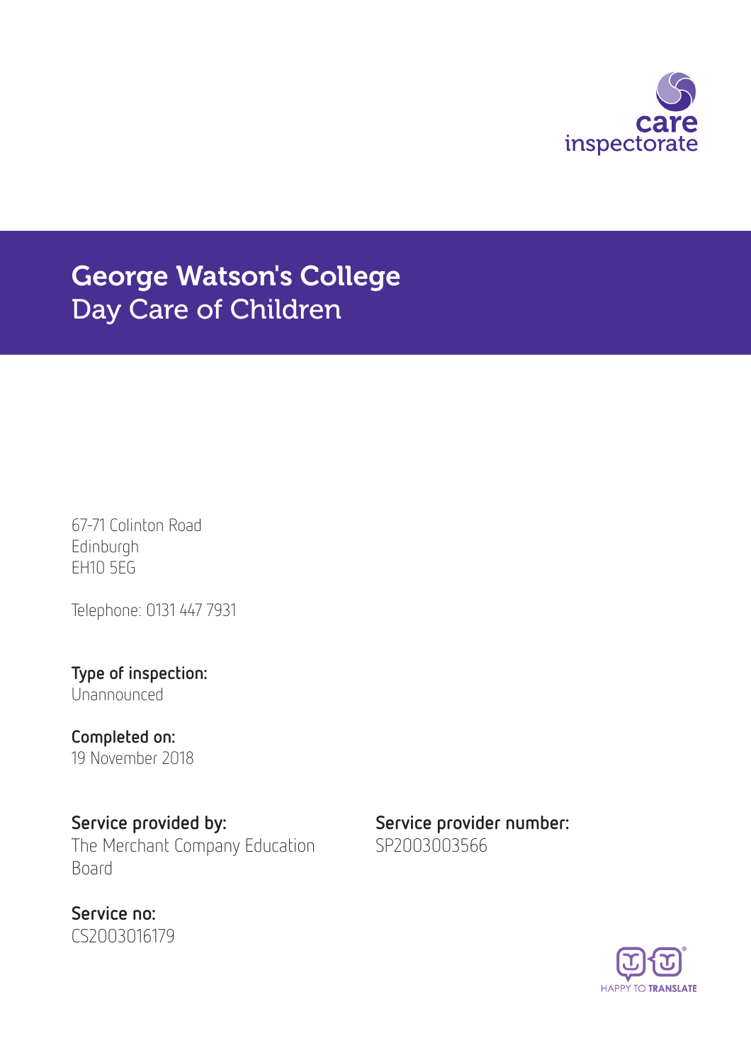# George Watson's College
## Day Care of Children

67-71 Colinton Road
Edinburgh
EH10 5EG

Telephone: 0131 447 7931

**Type of inspection:**
Unannounced

**Completed on:**
19 November 2018

**Service provided by:**
The Merchant Company Education Board

**Service provider number:**
SP2003003566

**Service no:**
CS2003016179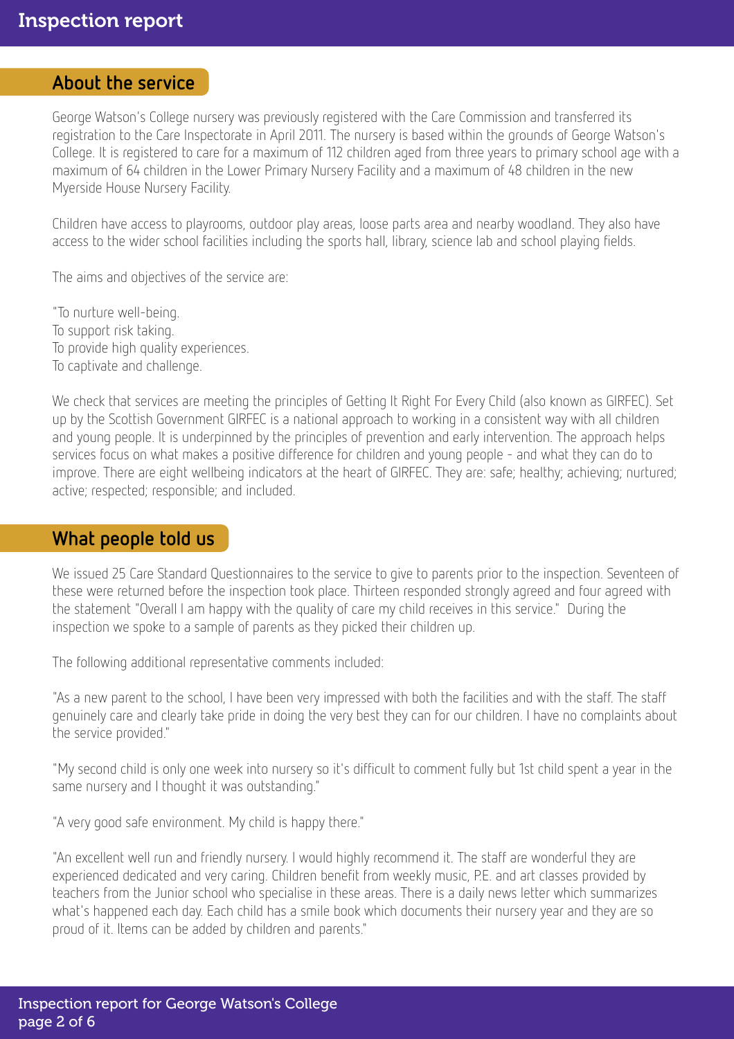## About the service

George Watson's College nursery was previously registered with the Care Commission and transferred its registration to the Care Inspectorate in April 2011. The nursery is based within the grounds of George Watson's College. It is registered to care for a maximum of 112 children aged from three years to primary school age with a maximum of 64 children in the Lower Primary Nursery Facility and a maximum of 48 children in the new Myerside House Nursery Facility.

Children have access to playrooms, outdoor play areas, loose parts area and nearby woodland. They also have access to the wider school facilities including the sports hall, library, science lab and school playing fields.

The aims and objectives of the service are:

"To nurture well-being.
To support risk taking.
To provide high quality experiences.
To captivate and challenge.

We check that services are meeting the principles of Getting It Right For Every Child (also known as GIRFEC). Set up by the Scottish Government GIRFEC is a national approach to working in a consistent way with all children and young people. It is underpinned by the principles of prevention and early intervention. The approach helps services focus on what makes a positive difference for children and young people - and what they can do to improve. There are eight wellbeing indicators at the heart of GIRFEC. They are: safe; healthy; achieving; nurtured; active; respected; responsible; and included.

## What people told us

We issued 25 Care Standard Questionnaires to the service to give to parents prior to the inspection. Seventeen of these were returned before the inspection took place. Thirteen responded strongly agreed and four agreed with the statement "Overall I am happy with the quality of care my child receives in this service." During the inspection we spoke to a sample of parents as they picked their children up.

The following additional representative comments included:

"As a new parent to the school, I have been very impressed with both the facilities and with the staff. The staff genuinely care and clearly take pride in doing the very best they can for our children. I have no complaints about the service provided."

"My second child is only one week into nursery so it's difficult to comment fully but 1st child spent a year in the same nursery and I thought it was outstanding."

"A very good safe environment. My child is happy there."

"An excellent well run and friendly nursery. I would highly recommend it. The staff are wonderful they are experienced dedicated and very caring. Children benefit from weekly music, P.E. and art classes provided by teachers from the Junior school who specialise in these areas. There is a daily news letter which summarizes what's happened each day. Each child has a smile book which documents their nursery year and they are so proud of it. Items can be added by children and parents."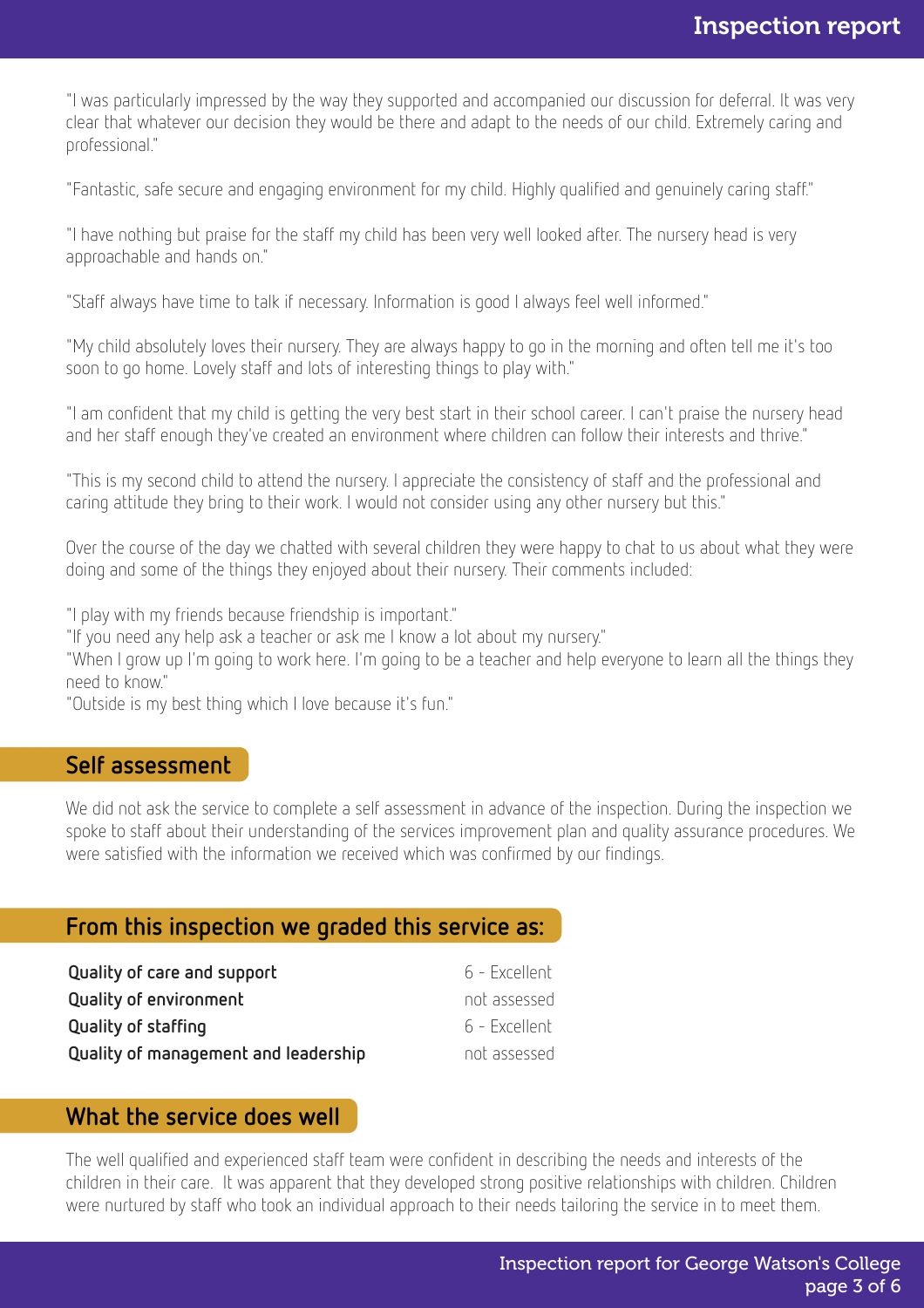"I was particularly impressed by the way they supported and accompanied our discussion for deferral. It was very clear that whatever our decision they would be there and adapt to the needs of our child. Extremely caring and professional."

"Fantastic, safe secure and engaging environment for my child. Highly qualified and genuinely caring staff."

"I have nothing but praise for the staff my child has been very well looked after. The nursery head is very approachable and hands on."

"Staff always have time to talk if necessary. Information is good I always feel well informed."

"My child absolutely loves their nursery. They are always happy to go in the morning and often tell me it's too soon to go home. Lovely staff and lots of interesting things to play with."

"I am confident that my child is getting the very best start in their school career. I can't praise the nursery head and her staff enough they've created an environment where children can follow their interests and thrive."

"This is my second child to attend the nursery. I appreciate the consistency of staff and the professional and caring attitude they bring to their work. I would not consider using any other nursery but this."

Over the course of the day we chatted with several children they were happy to chat to us about what they were doing and some of the things they enjoyed about their nursery. Their comments included:

"I play with my friends because friendship is important."
"If you need any help ask a teacher or ask me I know a lot about my nursery."
"When I grow up I'm going to work here. I'm going to be a teacher and help everyone to learn all the things they need to know."
"Outside is my best thing which I love because it's fun."

## Self assessment

We did not ask the service to complete a self assessment in advance of the inspection. During the inspection we spoke to staff about their understanding of the services improvement plan and quality assurance procedures. We were satisfied with the information we received which was confirmed by our findings.

## From this inspection we graded this service as:

| | |
|---|---|
| **Quality of care and support** | 6 - Excellent |
| **Quality of environment** | not assessed |
| **Quality of staffing** | 6 - Excellent |
| **Quality of management and leadership** | not assessed |

## What the service does well

The well qualified and experienced staff team were confident in describing the needs and interests of the children in their care. It was apparent that they developed strong positive relationships with children. Children were nurtured by staff who took an individual approach to their needs tailoring the service in to meet them.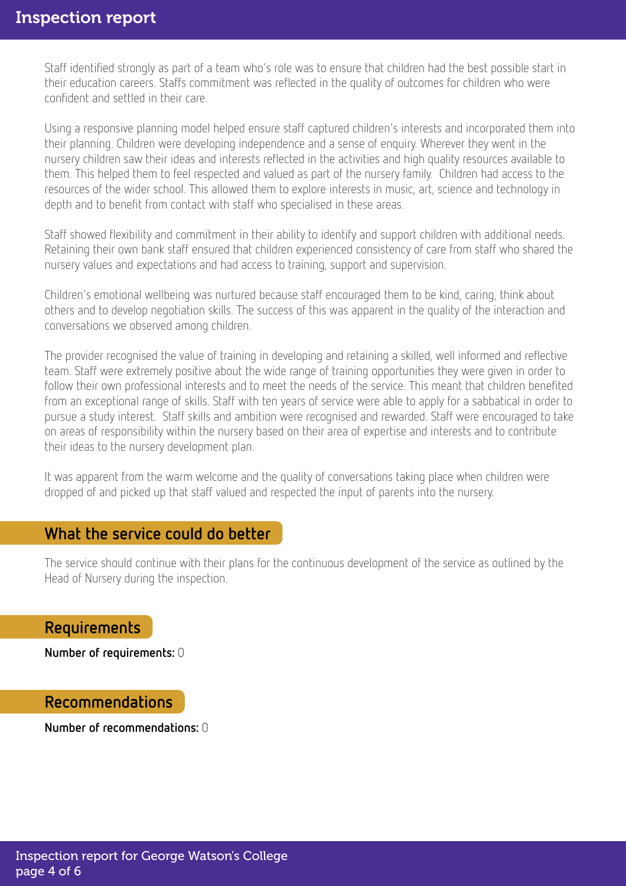Staff identified strongly as part of a team who's role was to ensure that children had the best possible start in their education careers. Staffs commitment was reflected in the quality of outcomes for children who were confident and settled in their care.

Using a responsive planning model helped ensure staff captured children's interests and incorporated them into their planning. Children were developing independence and a sense of enquiry. Wherever they went in the nursery children saw their ideas and interests reflected in the activities and high quality resources available to them. This helped them to feel respected and valued as part of the nursery family. Children had access to the resources of the wider school. This allowed them to explore interests in music, art, science and technology in depth and to benefit from contact with staff who specialised in these areas.

Staff showed flexibility and commitment in their ability to identify and support children with additional needs. Retaining their own bank staff ensured that children experienced consistency of care from staff who shared the nursery values and expectations and had access to training, support and supervision.

Children's emotional wellbeing was nurtured because staff encouraged them to be kind, caring, think about others and to develop negotiation skills. The success of this was apparent in the quality of the interaction and conversations we observed among children.

The provider recognised the value of training in developing and retaining a skilled, well informed and reflective team. Staff were extremely positive about the wide range of training opportunities they were given in order to follow their own professional interests and to meet the needs of the service. This meant that children benefited from an exceptional range of skills. Staff with ten years of service were able to apply for a sabbatical in order to pursue a study interest. Staff skills and ambition were recognised and rewarded. Staff were encouraged to take on areas of responsibility within the nursery based on their area of expertise and interests and to contribute their ideas to the nursery development plan.

It was apparent from the warm welcome and the quality of conversations taking place when children were dropped of and picked up that staff valued and respected the input of parents into the nursery.

## What the service could do better

The service should continue with their plans for the continuous development of the service as outlined by the Head of Nursery during the inspection.

## Requirements

**Number of requirements:** 0

## Recommendations

**Number of recommendations:** 0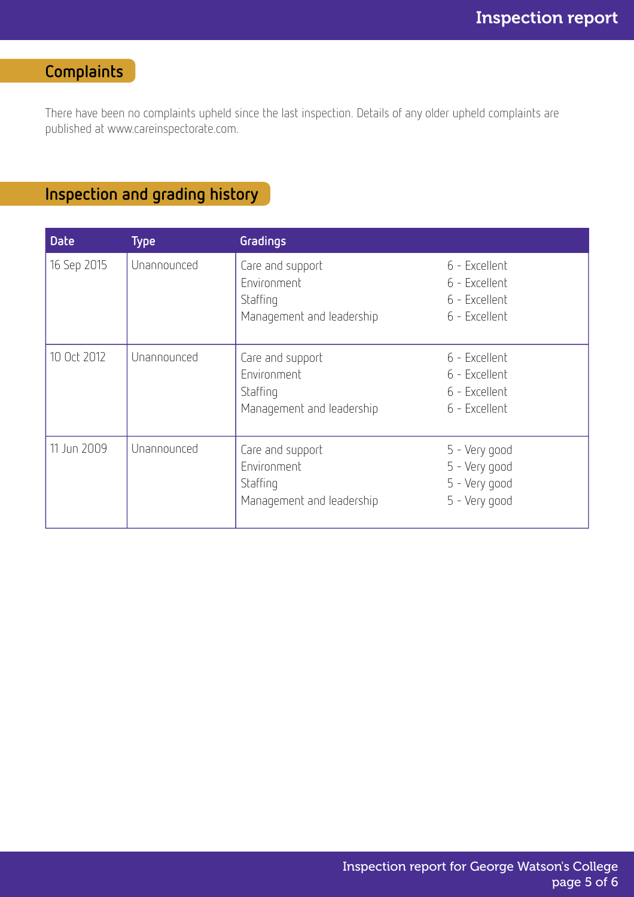## Complaints

There have been no complaints upheld since the last inspection. Details of any older upheld complaints are published at www.careinspectorate.com.

## Inspection and grading history

| Date | Type | Gradings | |
|---|---|---|---|
| 16 Sep 2015 | Unannounced | Care and support | 6 - Excellent |
| | | Environment | 6 - Excellent |
| | | Staffing | 6 - Excellent |
| | | Management and leadership | 6 - Excellent |
| 10 Oct 2012 | Unannounced | Care and support | 6 - Excellent |
| | | Environment | 6 - Excellent |
| | | Staffing | 6 - Excellent |
| | | Management and leadership | 6 - Excellent |
| 11 Jun 2009 | Unannounced | Care and support | 5 - Very good |
| | | Environment | 5 - Very good |
| | | Staffing | 5 - Very good |
| | | Management and leadership | 5 - Very good |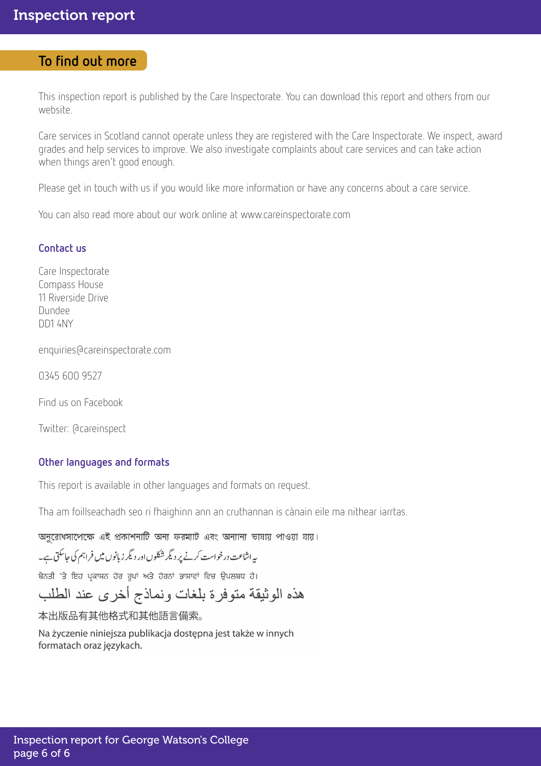## To find out more

This inspection report is published by the Care Inspectorate. You can download this report and others from our website.

Care services in Scotland cannot operate unless they are registered with the Care Inspectorate. We inspect, award grades and help services to improve. We also investigate complaints about care services and can take action when things aren't good enough.

Please get in touch with us if you would like more information or have any concerns about a care service.

You can also read more about our work online at www.careinspectorate.com

### Contact us

Care Inspectorate
Compass House
11 Riverside Drive
Dundee
DD1 4NY

enquiries@careinspectorate.com

0345 600 9527

Find us on Facebook

Twitter: @careinspect

### Other languages and formats

This report is available in other languages and formats on request.

Tha am foillseachadh seo ri fhaighinn ann an cruthannan is cànain eile ma nithear iarrtas.

অনুরোধসাপেক্ষে এই প্রকাশনাটি অন্য ফরম্যাট এবং অন্যান্য ভাষায় পাওয়া যায়।

یہ اشاعت درخواست کرنے پر دیگر شکلوں اور دیگر زبانوں میں فراہم کی جاسکتی ہے۔

ਬੇਨਤੀ 'ਤੇ ਇਹ ਪ੍ਰਕਾਸ਼ਨ ਹੋਰ ਰੂਪਾਂ ਅਤੇ ਹੋਰਨਾਂ ਭਾਸ਼ਾਵਾਂ ਵਿਚ ਉਪਲਬਧ ਹੈ।

هذه الوثيقة متوفرة بلغات ونماذج أخرى عند الطلب

本出版品有其他格式和其他語言備索。

Na życzenie niniejsza publikacja dostępna jest także w innych formatach oraz językach.